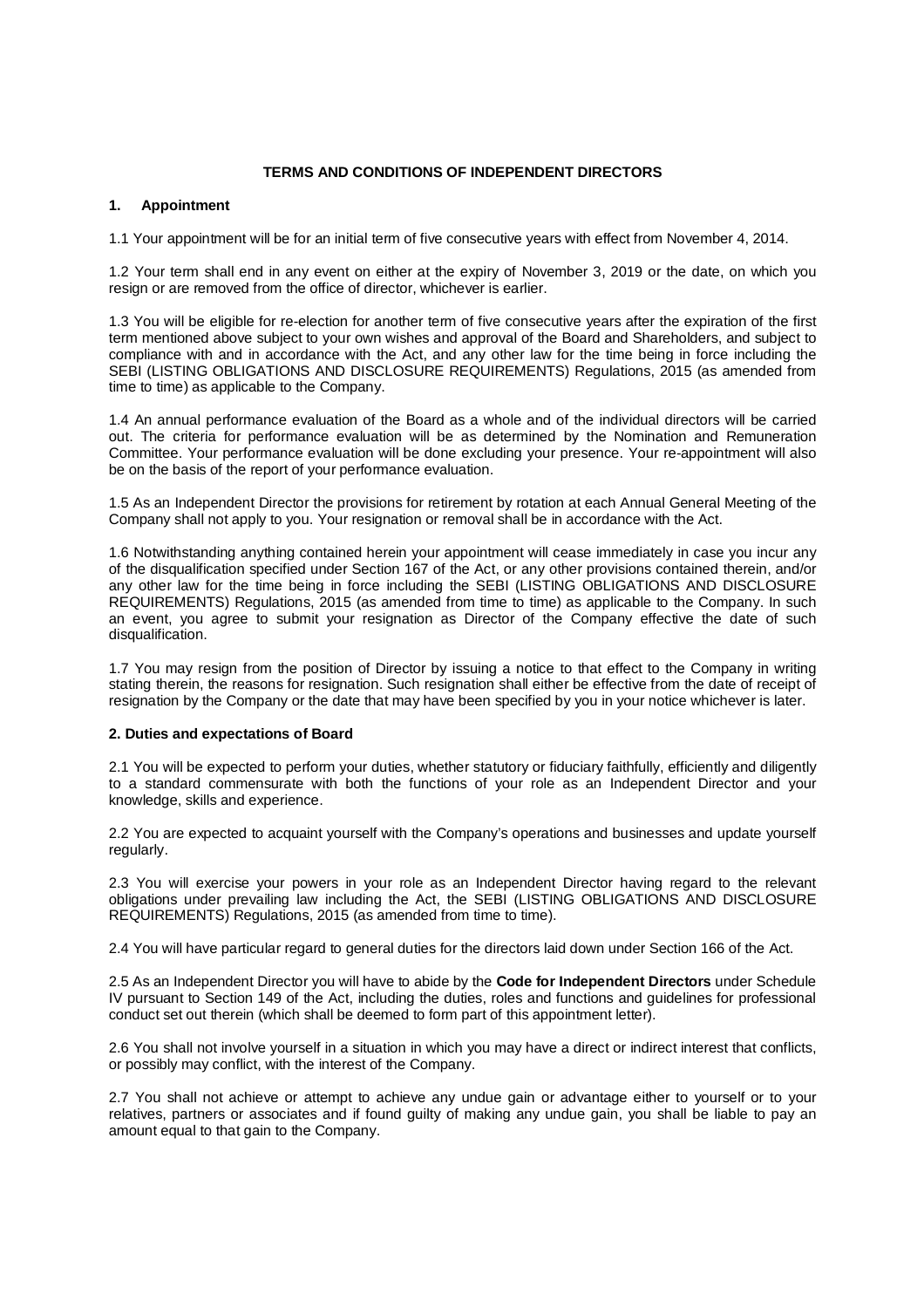# TERMS AND CONDITIONS OF INDEPENDENT DIRECTORS

## 1. Appointment

1.1 Your appointment will be for an initial term of five consecutive years with effect from November 4, 2014.

1.2 Your term shall end in any event on either at the expiry of November 3, 2019 or the date, on which you resign or are removed from the office of director, whichever is earlier.

1.3 You will be eligible for re-election for another term of five consecutive years after the expiration of the first term mentioned above subject to your own wishes and approval of the Board and Shareholders, and subject to compliance with and in accordance with the Act, and any other law for the time being in force including the SEBI (LISTING OBLIGATIONS AND DISCLOSURE REQUIREMENTS) Regulations, 2015 (as amended from time to time) as applicable to the Company.

1.4 An annual performance evaluation of the Board as a whole and of the individual directors will be carried out. The criteria for performance evaluation will be as determined by the Nomination and Remuneration Committee. Your performance evaluation will be done excluding your presence. Your re-appointment will also be on the basis of the report of your performance evaluation.

1.5 As an Independent Director the provisions for retirement by rotation at each Annual General Meeting of the Company shall not apply to you. Your resignation or removal shall be in accordance with the Act.

1.6 Notwithstanding anything contained herein your appointment will cease immediately in case you incur any of the disqualification specified under Section 167 of the Act, or any other provisions contained therein, and/or any other law for the time being in force including the SEBI (LISTING OBLIGATIONS AND DISCLOSURE REQUIREMENTS) Regulations, 2015 (as amended from time to time) as applicable to the Company. In such an event, you agree to submit your resignation as Director of the Company effective the date of such disqualification.

1.7 You may resign from the position of Director by issuing a notice to that effect to the Company in writing stating therein, the reasons for resignation. Such resignation shall either be effective from the date of receipt of resignation by the Company or the date that may have been specified by you in your notice whichever is later.

## 2. Duties and expectations of Board

2.1 You will be expected to perform your duties, whether statutory or fiduciary faithfully, efficiently and diligently to a standard commensurate with both the functions of your role as an Independent Director and your knowledge, skills and experience.

2.2 You are expected to acquaint yourself with the Company's operations and businesses and update yourself regularly.

2.3 You will exercise your powers in your role as an Independent Director having regard to the relevant obligations under prevailing law including the Act, the SEBI (LISTING OBLIGATIONS AND DISCLOSURE REQUIREMENTS) Regulations, 2015 (as amended from time to time).

2.4 You will have particular regard to general duties for the directors laid down under Section 166 of the Act.

2.5 As an Independent Director you will have to abide by the **Code for Independent Directors** under Schedule IV pursuant to Section 149 of the Act, including the duties, roles and functions and guidelines for professional conduct set out therein (which shall be deemed to form part of this appointment letter).

2.6 You shall not involve yourself in a situation in which you may have a direct or indirect interest that conflicts, or possibly may conflict, with the interest of the Company.

2.7 You shall not achieve or attempt to achieve any undue gain or advantage either to yourself or to your relatives, partners or associates and if found guilty of making any undue gain, you shall be liable to pay an amount equal to that gain to the Company.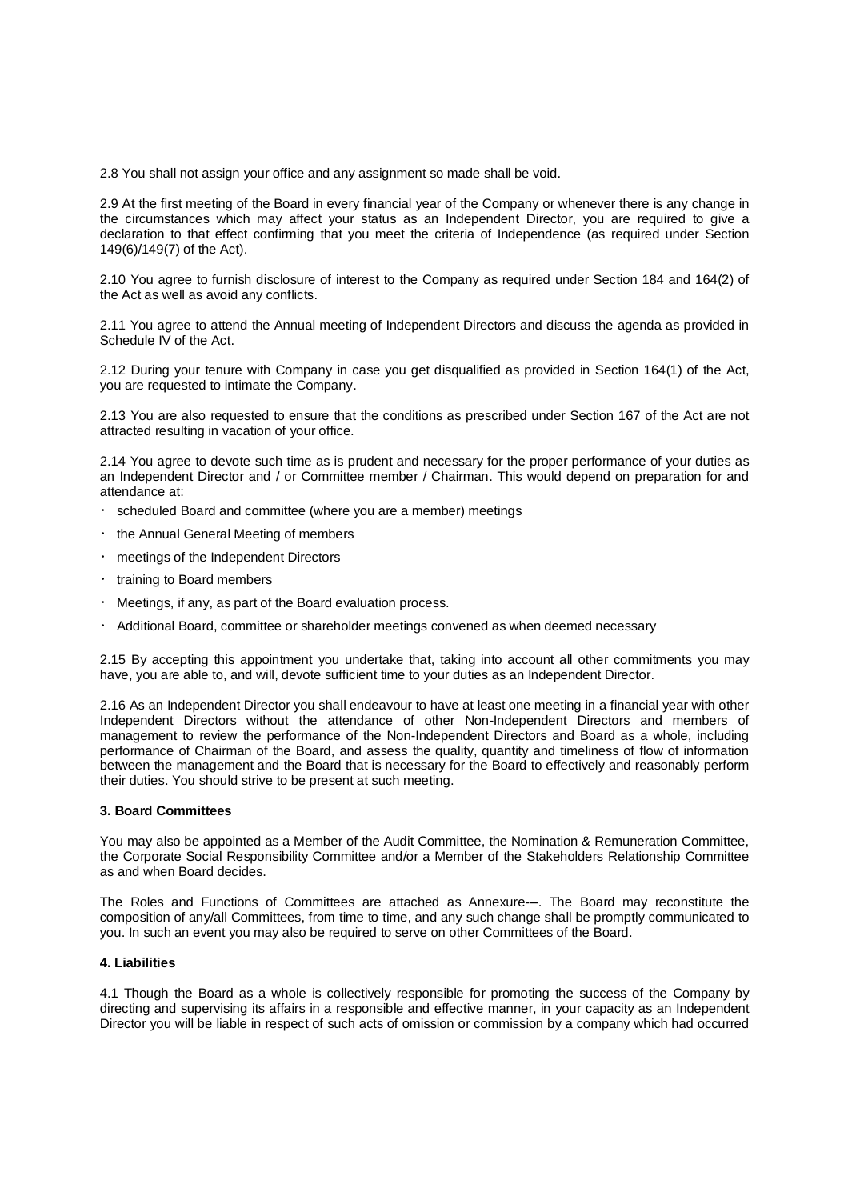2.8 You shall not assign your office and any assignment so made shall be void.

2.9 At the first meeting of the Board in every financial year of the Company or whenever there is any change in the circumstances which may affect your status as an Independent Director, you are required to give a declaration to that effect confirming that you meet the criteria of Independence (as required under Section 149(6)/149(7) of the Act).

2.10 You agree to furnish disclosure of interest to the Company as required under Section 184 and 164(2) of the Act as well as avoid any conflicts.

2.11 You agree to attend the Annual meeting of Independent Directors and discuss the agenda as provided in Schedule IV of the Act.

2.12 During your tenure with Company in case you get disqualified as provided in Section 164(1) of the Act, you are requested to intimate the Company.

2.13 You are also requested to ensure that the conditions as prescribed under Section 167 of the Act are not attracted resulting in vacation of your office.

2.14 You agree to devote such time as is prudent and necessary for the proper performance of your duties as an Independent Director and / or Committee member / Chairman. This would depend on preparation for and attendance at:

- scheduled Board and committee (where you are a member) meetings
- the Annual General Meeting of members
- meetings of the Independent Directors
- training to Board members
- Meetings, if any, as part of the Board evaluation process.
- Additional Board, committee or shareholder meetings convened as when deemed necessary

2.15 By accepting this appointment you undertake that, taking into account all other commitments you may have, you are able to, and will, devote sufficient time to your duties as an Independent Director.

2.16 As an Independent Director you shall endeavour to have at least one meeting in a financial year with other Independent Directors without the attendance of other Non-Independent Directors and members of management to review the performance of the Non-Independent Directors and Board as a whole, including performance of Chairman of the Board, and assess the quality, quantity and timeliness of flow of information between the management and the Board that is necessary for the Board to effectively and reasonably perform their duties. You should strive to be present at such meeting.

**3. Board Committees**

You may also be appointed as a Member of the Audit Committee, the Nomination & Remuneration Committee, the Corporate Social Responsibility Committee and/or a Member of the Stakeholders Relationship Committee as and when Board decides.

The Roles and Functions of Committees are attached as Annexure---. The Board may reconstitute the composition of any/all Committees, from time to time, and any such change shall be promptly communicated to you. In such an event you may also be required to serve on other Committees of the Board.

**4. Liabilities**

4.1 Though the Board as a whole is collectively responsible for promoting the success of the Company by directing and supervising its affairs in a responsible and effective manner, in your capacity as an Independent Director you will be liable in respect of such acts of omission or commission by a company which had occurred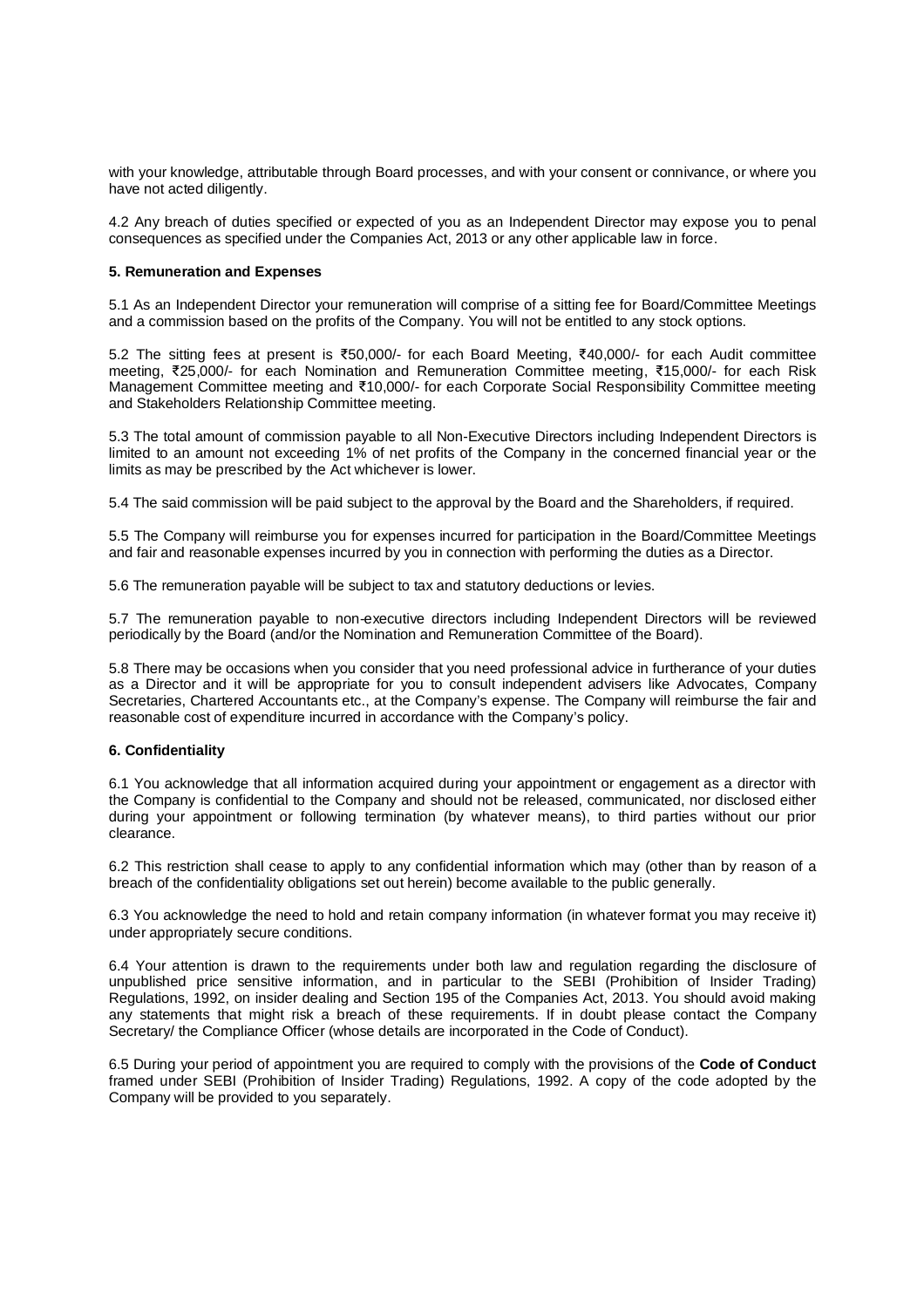with your knowledge, attributable through Board processes, and with your consent or connivance, or where you have not acted diligently.

4.2 Any breach of duties specified or expected of you as an Independent Director may expose you to penal consequences as specified under the Companies Act, 2013 or any other applicable law in force.

**5. Remuneration and Expenses**

5.1 As an Independent Director your remuneration will comprise of a sitting fee for Board/Committee Meetings and a commission based on the profits of the Company. You will not be entitled to any stock options.

5.2 The sitting fees at present is ₹50,000/- for each Board Meeting, ₹40,000/- for each Audit committee meeting, ₹25,000/- for each Nomination and Remuneration Committee meeting, ₹15,000/- for each Risk Management Committee meeting and ₹10,000/- for each Corporate Social Responsibility Committee meeting and Stakeholders Relationship Committee meeting.

5.3 The total amount of commission payable to all Non-Executive Directors including Independent Directors is limited to an amount not exceeding 1% of net profits of the Company in the concerned financial year or the limits as may be prescribed by the Act whichever is lower.

5.4 The said commission will be paid subject to the approval by the Board and the Shareholders, if required.

5.5 The Company will reimburse you for expenses incurred for participation in the Board/Committee Meetings and fair and reasonable expenses incurred by you in connection with performing the duties as a Director.

5.6 The remuneration payable will be subject to tax and statutory deductions or levies.

5.7 The remuneration payable to non-executive directors including Independent Directors will be reviewed periodically by the Board (and/or the Nomination and Remuneration Committee of the Board).

5.8 There may be occasions when you consider that you need professional advice in furtherance of your duties as a Director and it will be appropriate for you to consult independent advisers like Advocates, Company Secretaries, Chartered Accountants etc., at the Company's expense. The Company will reimburse the fair and reasonable cost of expenditure incurred in accordance with the Company's policy.

**6. Confidentiality**

6.1 You acknowledge that all information acquired during your appointment or engagement as a director with the Company is confidential to the Company and should not be released, communicated, nor disclosed either during your appointment or following termination (by whatever means), to third parties without our prior clearance.

6.2 This restriction shall cease to apply to any confidential information which may (other than by reason of a breach of the confidentiality obligations set out herein) become available to the public generally.

6.3 You acknowledge the need to hold and retain company information (in whatever format you may receive it) under appropriately secure conditions.

6.4 Your attention is drawn to the requirements under both law and regulation regarding the disclosure of unpublished price sensitive information, and in particular to the SEBI (Prohibition of Insider Trading) Regulations, 1992, on insider dealing and Section 195 of the Companies Act, 2013. You should avoid making any statements that might risk a breach of these requirements. If in doubt please contact the Company Secretary/ the Compliance Officer (whose details are incorporated in the Code of Conduct).

6.5 During your period of appointment you are required to comply with the provisions of the **Code of Conduct** framed under SEBI (Prohibition of Insider Trading) Regulations, 1992. A copy of the code adopted by the Company will be provided to you separately.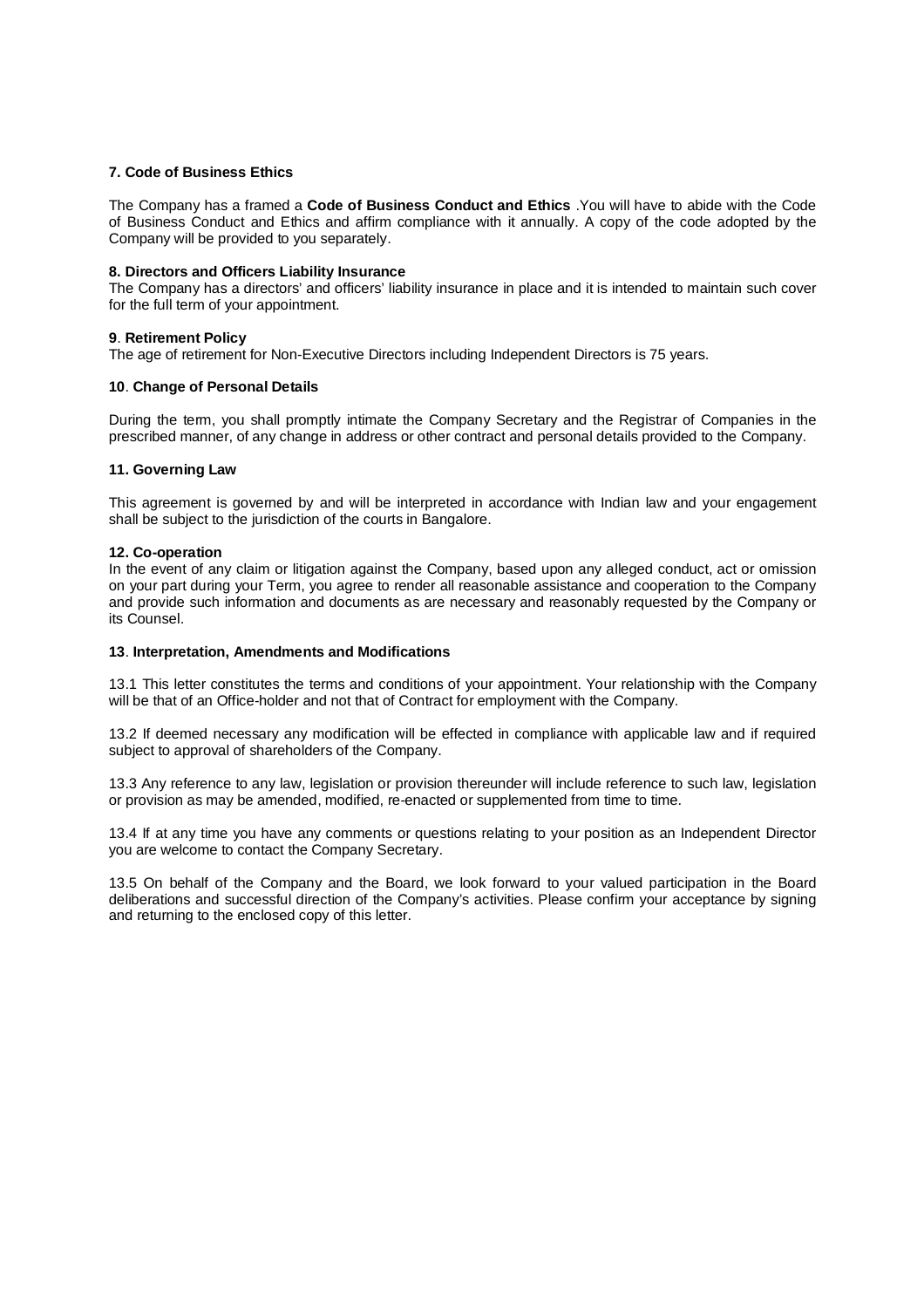**7. Code of Business Ethics**

The Company has a framed a **Code of Business Conduct and Ethics** .You will have to abide with the Code of Business Conduct and Ethics and affirm compliance with it annually. A copy of the code adopted by the Company will be provided to you separately.

**8. Directors and Officers Liability Insurance**

The Company has a directors' and officers' liability insurance in place and it is intended to maintain such cover for the full term of your appointment.

**9**. **Retirement Policy**

The age of retirement for Non-Executive Directors including Independent Directors is 75 years.

**10**. **Change of Personal Details**

During the term, you shall promptly intimate the Company Secretary and the Registrar of Companies in the prescribed manner, of any change in address or other contract and personal details provided to the Company.

**11. Governing Law**

This agreement is governed by and will be interpreted in accordance with Indian law and your engagement shall be subject to the jurisdiction of the courts in Bangalore.

**12. Co-operation**

In the event of any claim or litigation against the Company, based upon any alleged conduct, act or omission on your part during your Term, you agree to render all reasonable assistance and cooperation to the Company and provide such information and documents as are necessary and reasonably requested by the Company or its Counsel.

**13**. **Interpretation, Amendments and Modifications**

13.1 This letter constitutes the terms and conditions of your appointment. Your relationship with the Company will be that of an Office-holder and not that of Contract for employment with the Company.

13.2 If deemed necessary any modification will be effected in compliance with applicable law and if required subject to approval of shareholders of the Company.

13.3 Any reference to any law, legislation or provision thereunder will include reference to such law, legislation or provision as may be amended, modified, re-enacted or supplemented from time to time.

13.4 If at any time you have any comments or questions relating to your position as an Independent Director you are welcome to contact the Company Secretary.

13.5 On behalf of the Company and the Board, we look forward to your valued participation in the Board deliberations and successful direction of the Company's activities. Please confirm your acceptance by signing and returning to the enclosed copy of this letter.